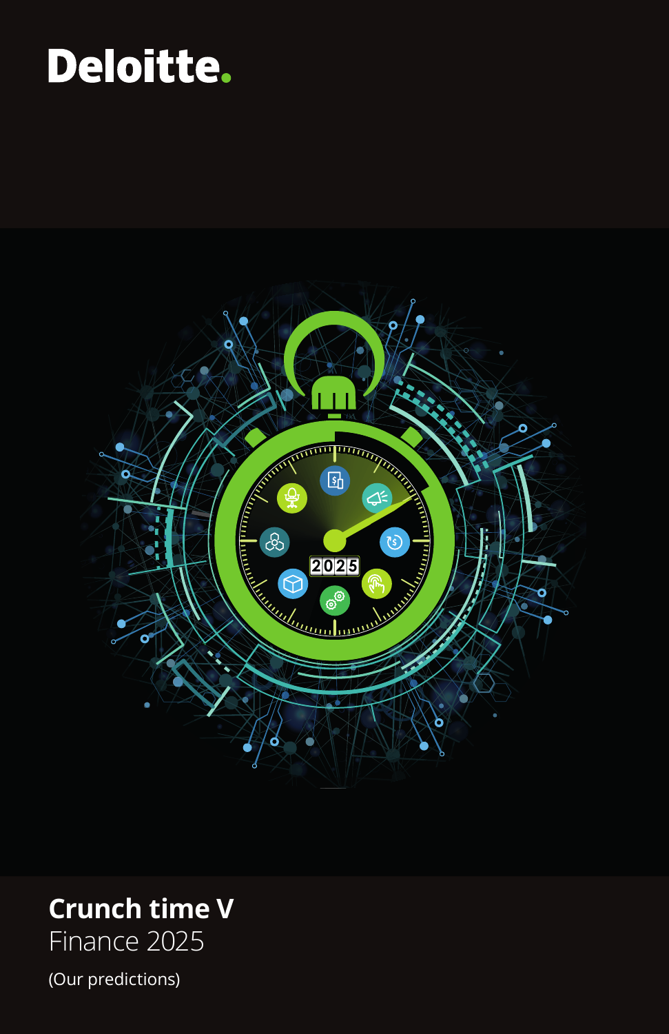Deloitte.

# Crunch time V

## Finance 2025

(Our predictions)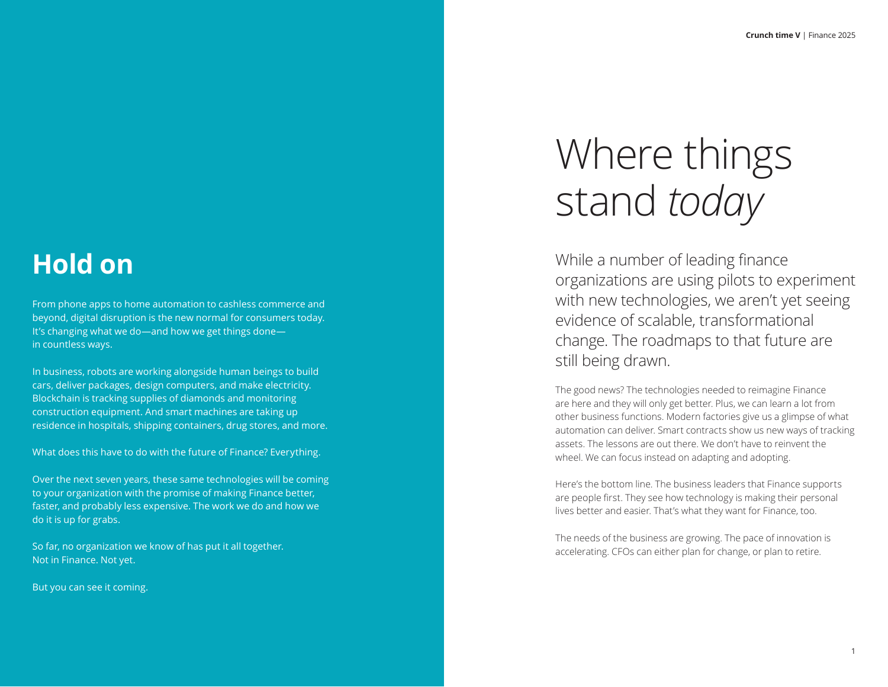## Hold on

From phone apps to home automation to cashless commerce and beyond, digital disruption is the new normal for consumers today. It's changing what we do—and how we get things done—in countless ways.

In business, robots are working alongside human beings to build cars, deliver packages, design computers, and make electricity. Blockchain is tracking supplies of diamonds and monitoring construction equipment. And smart machines are taking up residence in hospitals, shipping containers, drug stores, and more.

What does this have to do with the future of Finance? Everything.

Over the next seven years, these same technologies will be coming to your organization with the promise of making Finance better, faster, and probably less expensive. The work we do and how we do it is up for grabs.

So far, no organization we know of has put it all together. Not in Finance. Not yet.

But you can see it coming.

# Where things stand *today*

While a number of leading finance organizations are using pilots to experiment with new technologies, we aren't yet seeing evidence of scalable, transformational change. The roadmaps to that future are still being drawn.

The good news? The technologies needed to reimagine Finance are here and they will only get better. Plus, we can learn a lot from other business functions. Modern factories give us a glimpse of what automation can deliver. Smart contracts show us new ways of tracking assets. The lessons are out there. We don't have to reinvent the wheel. We can focus instead on adapting and adopting.

Here's the bottom line. The business leaders that Finance supports are people first. They see how technology is making their personal lives better and easier. That's what they want for Finance, too.

The needs of the business are growing. The pace of innovation is accelerating. CFOs can either plan for change, or plan to retire.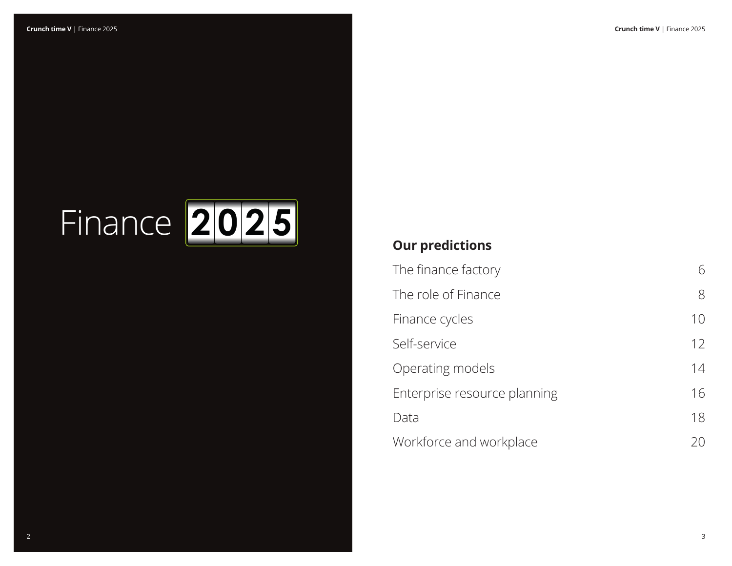# Finance 2025

## Our predictions

| | |
|---|---|
| The finance factory | 6 |
| The role of Finance | 8 |
| Finance cycles | 10 |
| Self-service | 12 |
| Operating models | 14 |
| Enterprise resource planning | 16 |
| Data | 18 |
| Workforce and workplace | 20 |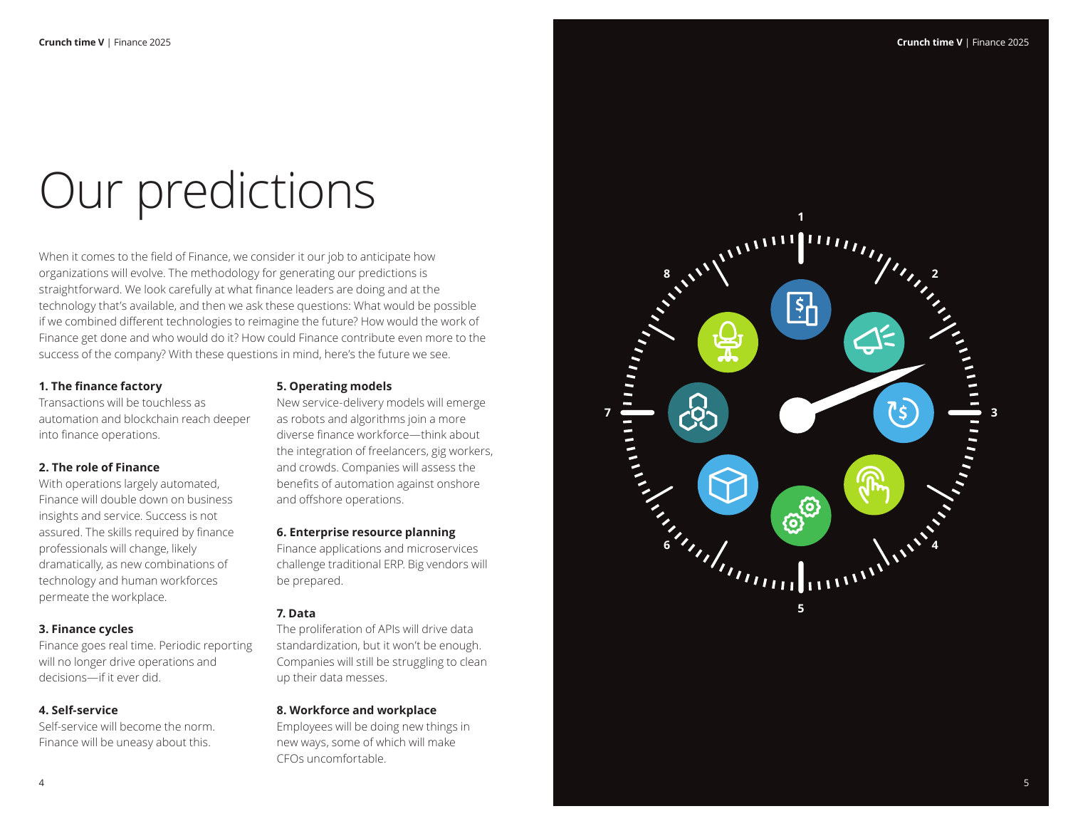# Our predictions

When it comes to the field of Finance, we consider it our job to anticipate how organizations will evolve. The methodology for generating our predictions is straightforward. We look carefully at what finance leaders are doing and at the technology that's available, and then we ask these questions: What would be possible if we combined different technologies to reimagine the future? How would the work of Finance get done and who would do it? How could Finance contribute even more to the success of the company? With these questions in mind, here's the future we see.

**1. The finance factory**
Transactions will be touchless as automation and blockchain reach deeper into finance operations.

**2. The role of Finance**
With operations largely automated, Finance will double down on business insights and service. Success is not assured. The skills required by finance professionals will change, likely dramatically, as new combinations of technology and human workforces permeate the workplace.

**3. Finance cycles**
Finance goes real time. Periodic reporting will no longer drive operations and decisions—if it ever did.

**4. Self-service**
Self-service will become the norm. Finance will be uneasy about this.

**5. Operating models**
New service-delivery models will emerge as robots and algorithms join a more diverse finance workforce—think about the integration of freelancers, gig workers, and crowds. Companies will assess the benefits of automation against onshore and offshore operations.

**6. Enterprise resource planning**
Finance applications and microservices challenge traditional ERP. Big vendors will be prepared.

**7. Data**
The proliferation of APIs will drive data standardization, but it won't be enough. Companies will still be struggling to clean up their data messes.

**8. Workforce and workplace**
Employees will be doing new things in new ways, some of which will make CFOs uncomfortable.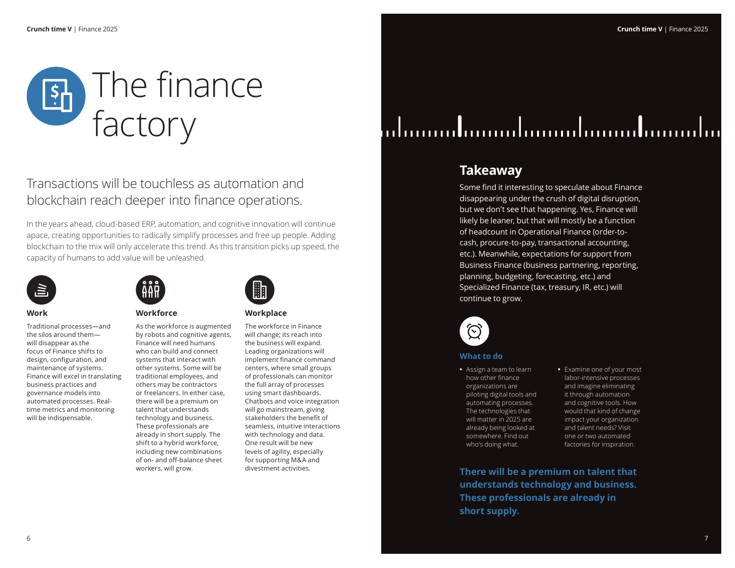# The finance factory

## Transactions will be touchless as automation and blockchain reach deeper into finance operations.

In the years ahead, cloud-based ERP, automation, and cognitive innovation will continue apace, creating opportunities to radically simplify processes and free up people. Adding blockchain to the mix will only accelerate this trend. As this transition picks up speed, the capacity of humans to add value will be unleashed.

### Work

Traditional processes—and the silos around them—will disappear as the focus of Finance shifts to design, configuration, and maintenance of systems. Finance will excel in translating business practices and governance models into automated processes. Real-time metrics and monitoring will be indispensable.

### Workforce

As the workforce is augmented by robots and cognitive agents, Finance will need humans who can build and connect systems that interact with other systems. Some will be traditional employees, and others may be contractors or freelancers. In either case, there will be a premium on talent that understands technology and business. These professionals are already in short supply. The shift to a hybrid workforce, including new combinations of on- and off-balance sheet workers, will grow.

### Workplace

The workforce in Finance will change; its reach into the business will expand. Leading organizations will implement finance command centers, where small groups of professionals can monitor the full array of processes using smart dashboards. Chatbots and voice integration will go mainstream, giving stakeholders the benefit of seamless, intuitive interactions with technology and data. One result will be new levels of agility, especially for supporting M&A and divestment activities.

## Takeaway

Some find it interesting to speculate about Finance disappearing under the crush of digital disruption, but we don't see that happening. Yes, Finance will likely be leaner, but that will mostly be a function of headcount in Operational Finance (order-to-cash, procure-to-pay, transactional accounting, etc.). Meanwhile, expectations for support from Business Finance (business partnering, reporting, planning, budgeting, forecasting, etc.) and Specialized Finance (tax, treasury, IR, etc.) will continue to grow.

### What to do

- Assign a team to learn how other finance organizations are piloting digital tools and automating processes. The technologies that will matter in 2025 are already being looked at somewhere. Find out who's doing what.
- Examine one of your most labor-intensive processes and imagine eliminating it through automation and cognitive tools. How would that kind of change impact your organization and talent needs? Visit one or two automated factories for inspiration.

**There will be a premium on talent that understands technology and business. These professionals are already in short supply.**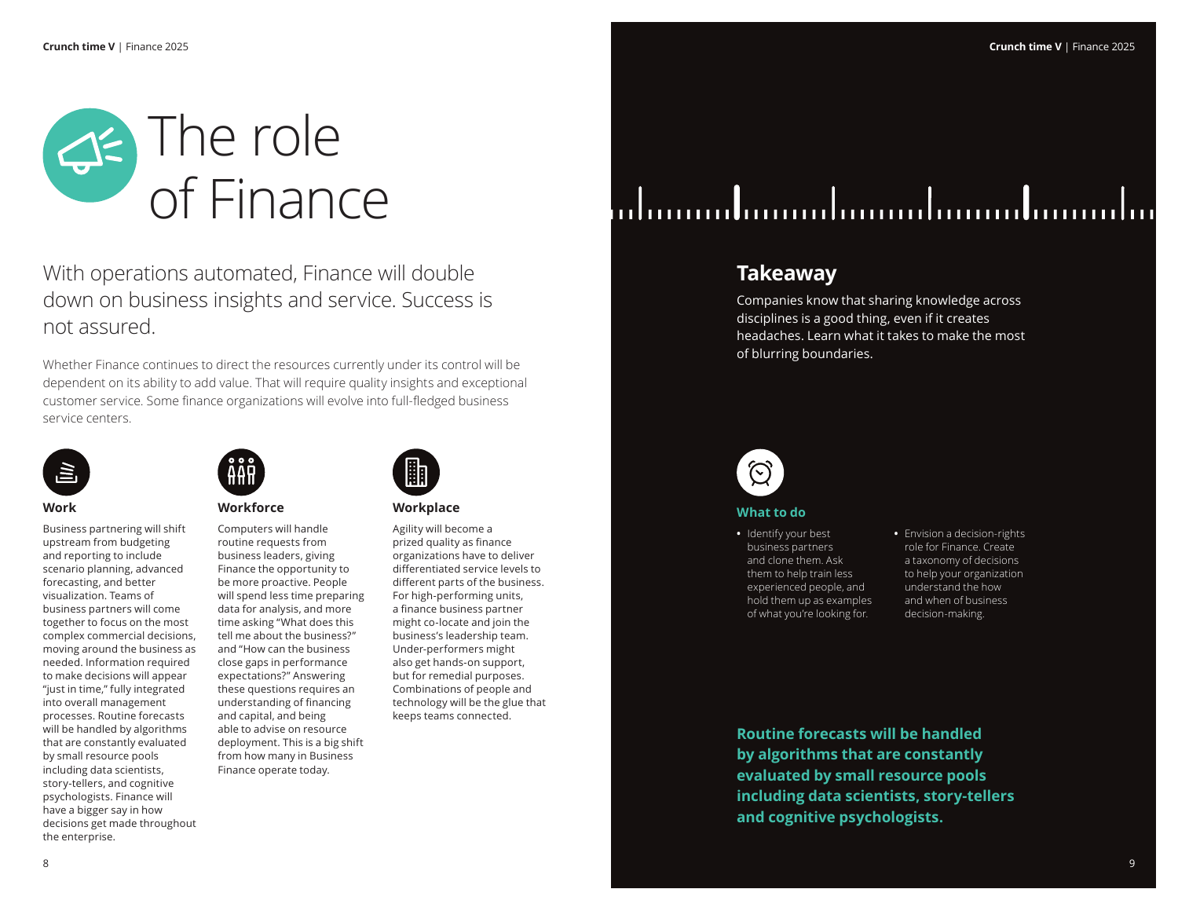# The role of Finance

With operations automated, Finance will double down on business insights and service. Success is not assured.

Whether Finance continues to direct the resources currently under its control will be dependent on its ability to add value. That will require quality insights and exceptional customer service. Some finance organizations will evolve into full-fledged business service centers.

### Work

Business partnering will shift upstream from budgeting and reporting to include scenario planning, advanced forecasting, and better visualization. Teams of business partners will come together to focus on the most complex commercial decisions, moving around the business as needed. Information required to make decisions will appear "just in time," fully integrated into overall management processes. Routine forecasts will be handled by algorithms that are constantly evaluated by small resource pools including data scientists, story-tellers, and cognitive psychologists. Finance will have a bigger say in how decisions get made throughout the enterprise.

### Workforce

Computers will handle routine requests from business leaders, giving Finance the opportunity to be more proactive. People will spend less time preparing data for analysis, and more time asking "What does this tell me about the business?" and "How can the business close gaps in performance expectations?" Answering these questions requires an understanding of financing and capital, and being able to advise on resource deployment. This is a big shift from how many in Business Finance operate today.

### Workplace

Agility will become a prized quality as finance organizations have to deliver differentiated service levels to different parts of the business. For high-performing units, a finance business partner might co-locate and join the business's leadership team. Under-performers might also get hands-on support, but for remedial purposes. Combinations of people and technology will be the glue that keeps teams connected.

## Takeaway

Companies know that sharing knowledge across disciplines is a good thing, even if it creates headaches. Learn what it takes to make the most of blurring boundaries.

### What to do

- Identify your best business partners and clone them. Ask them to help train less experienced people, and hold them up as examples of what you're looking for.
- Envision a decision-rights role for Finance. Create a taxonomy of decisions to help your organization understand the how and when of business decision-making.

**Routine forecasts will be handled by algorithms that are constantly evaluated by small resource pools including data scientists, story-tellers and cognitive psychologists.**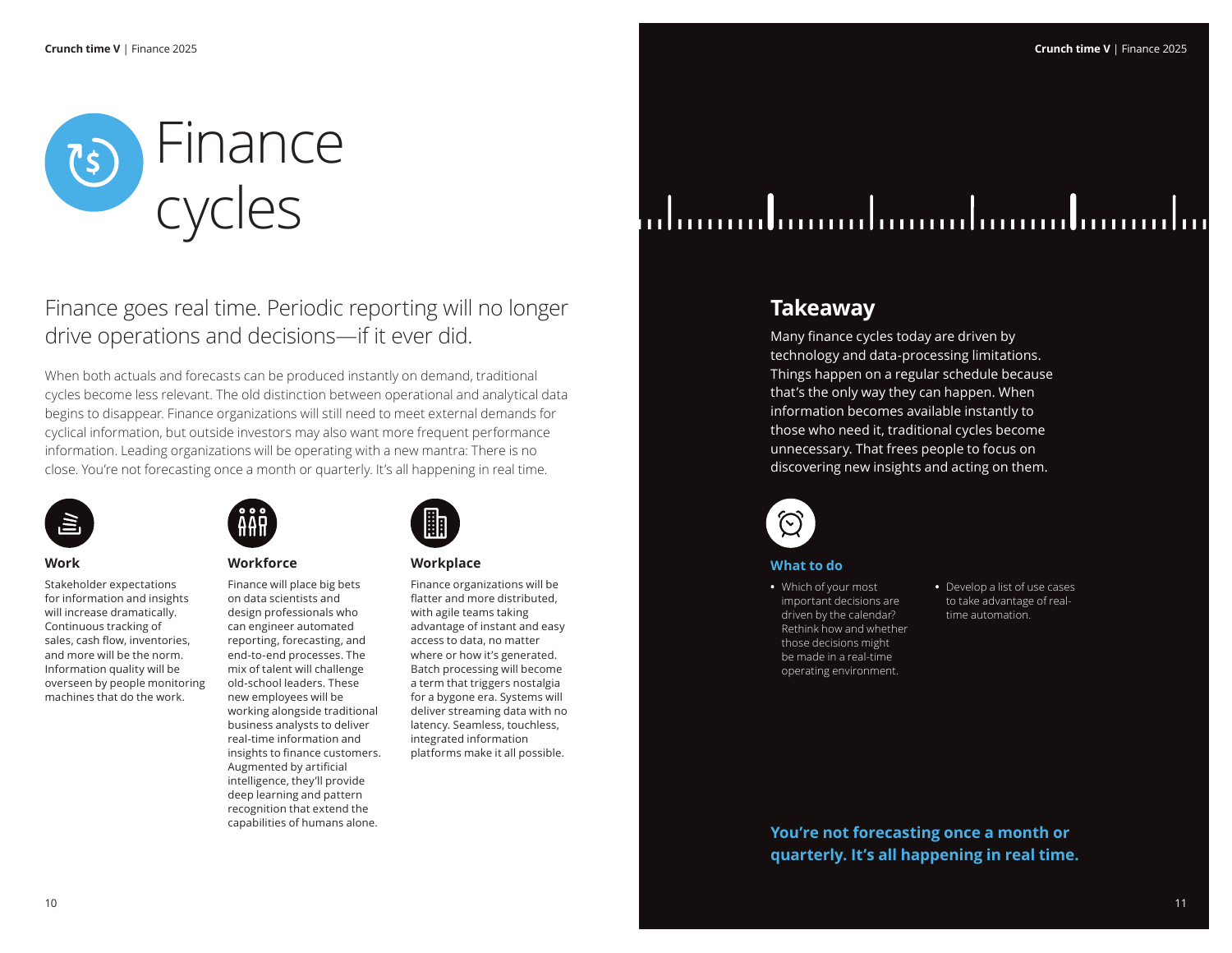# Finance cycles

Finance goes real time. Periodic reporting will no longer drive operations and decisions—if it ever did.

When both actuals and forecasts can be produced instantly on demand, traditional cycles become less relevant. The old distinction between operational and analytical data begins to disappear. Finance organizations will still need to meet external demands for cyclical information, but outside investors may also want more frequent performance information. Leading organizations will be operating with a new mantra: There is no close. You're not forecasting once a month or quarterly. It's all happening in real time.

### Work

Stakeholder expectations for information and insights will increase dramatically. Continuous tracking of sales, cash flow, inventories, and more will be the norm. Information quality will be overseen by people monitoring machines that do the work.

### Workforce

Finance will place big bets on data scientists and design professionals who can engineer automated reporting, forecasting, and end-to-end processes. The mix of talent will challenge old-school leaders. These new employees will be working alongside traditional business analysts to deliver real-time information and insights to finance customers. Augmented by artificial intelligence, they'll provide deep learning and pattern recognition that extend the capabilities of humans alone.

### Workplace

Finance organizations will be flatter and more distributed, with agile teams taking advantage of instant and easy access to data, no matter where or how it's generated. Batch processing will become a term that triggers nostalgia for a bygone era. Systems will deliver streaming data with no latency. Seamless, touchless, integrated information platforms make it all possible.

## Takeaway

Many finance cycles today are driven by technology and data-processing limitations. Things happen on a regular schedule because that's the only way they can happen. When information becomes available instantly to those who need it, traditional cycles become unnecessary. That frees people to focus on discovering new insights and acting on them.

### What to do

- Which of your most important decisions are driven by the calendar? Rethink how and whether those decisions might be made in a real-time operating environment.
- Develop a list of use cases to take advantage of real-time automation.

**You're not forecasting once a month or quarterly. It's all happening in real time.**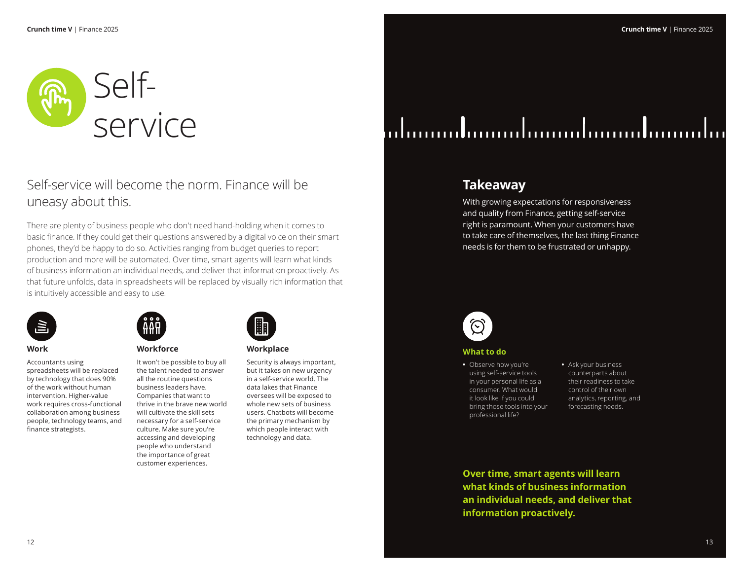# Self-service

## Self-service will become the norm. Finance will be uneasy about this.

There are plenty of business people who don't need hand-holding when it comes to basic finance. If they could get their questions answered by a digital voice on their smart phones, they'd be happy to do so. Activities ranging from budget queries to report production and more will be automated. Over time, smart agents will learn what kinds of business information an individual needs, and deliver that information proactively. As that future unfolds, data in spreadsheets will be replaced by visually rich information that is intuitively accessible and easy to use.

### Work

Accountants using spreadsheets will be replaced by technology that does 90% of the work without human intervention. Higher-value work requires cross-functional collaboration among business people, technology teams, and finance strategists.

### Workforce

It won't be possible to buy all the talent needed to answer all the routine questions business leaders have. Companies that want to thrive in the brave new world will cultivate the skill sets necessary for a self-service culture. Make sure you're accessing and developing people who understand the importance of great customer experiences.

### Workplace

Security is always important, but it takes on new urgency in a self-service world. The data lakes that Finance oversees will be exposed to whole new sets of business users. Chatbots will become the primary mechanism by which people interact with technology and data.

## Takeaway

With growing expectations for responsiveness and quality from Finance, getting self-service right is paramount. When your customers have to take care of themselves, the last thing Finance needs is for them to be frustrated or unhappy.

### What to do

- Observe how you're using self-service tools in your personal life as a consumer. What would it look like if you could bring those tools into your professional life?
- Ask your business counterparts about their readiness to take control of their own analytics, reporting, and forecasting needs.

**Over time, smart agents will learn what kinds of business information an individual needs, and deliver that information proactively.**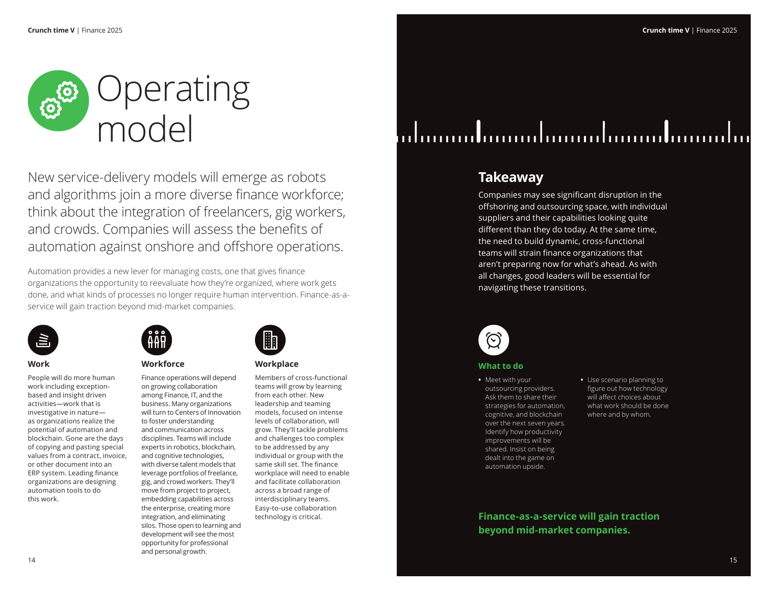# Operating model

New service-delivery models will emerge as robots and algorithms join a more diverse finance workforce; think about the integration of freelancers, gig workers, and crowds. Companies will assess the benefits of automation against onshore and offshore operations.

Automation provides a new lever for managing costs, one that gives finance organizations the opportunity to reevaluate how they're organized, where work gets done, and what kinds of processes no longer require human intervention. Finance-as-a-service will gain traction beyond mid-market companies.

### Work

People will do more human work including exception-based and insight driven activities—work that is investigative in nature—as organizations realize the potential of automation and blockchain. Gone are the days of copying and pasting special values from a contract, invoice, or other document into an ERP system. Leading finance organizations are designing automation tools to do this work.

### Workforce

Finance operations will depend on growing collaboration among Finance, IT, and the business. Many organizations will turn to Centers of Innovation to foster understanding and communication across disciplines. Teams will include experts in robotics, blockchain, and cognitive technologies, with diverse talent models that leverage portfolios of freelance, gig, and crowd workers. They'll move from project to project, embedding capabilities across the enterprise, creating more integration, and eliminating silos. Those open to learning and development will see the most opportunity for professional and personal growth.

### Workplace

Members of cross-functional teams will grow by learning from each other. New leadership and teaming models, focused on intense levels of collaboration, will grow. They'll tackle problems and challenges too complex to be addressed by any individual or group with the same skill set. The finance workplace will need to enable and facilitate collaboration across a broad range of interdisciplinary teams. Easy-to-use collaboration technology is critical.

## Takeaway

Companies may see significant disruption in the offshoring and outsourcing space, with individual suppliers and their capabilities looking quite different than they do today. At the same time, the need to build dynamic, cross-functional teams will strain finance organizations that aren't preparing now for what's ahead. As with all changes, good leaders will be essential for navigating these transitions.

### What to do

- Meet with your outsourcing providers. Ask them to share their strategies for automation, cognitive, and blockchain over the next seven years. Identify how productivity improvements will be shared. Insist on being dealt into the game on automation upside.
- Use scenario planning to figure out how technology will affect choices about what work should be done where and by whom.

**Finance-as-a-service will gain traction beyond mid-market companies.**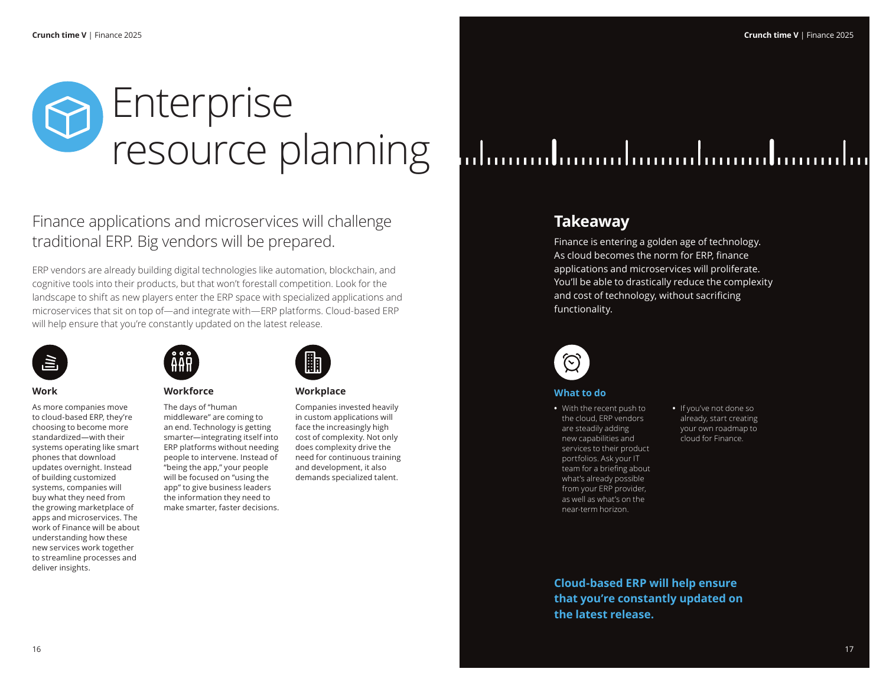# Enterprise resource planning

## Finance applications and microservices will challenge traditional ERP. Big vendors will be prepared.

ERP vendors are already building digital technologies like automation, blockchain, and cognitive tools into their products, but that won't forestall competition. Look for the landscape to shift as new players enter the ERP space with specialized applications and microservices that sit on top of—and integrate with—ERP platforms. Cloud-based ERP will help ensure that you're constantly updated on the latest release.

### Work

As more companies move to cloud-based ERP, they're choosing to become more standardized—with their systems operating like smart phones that download updates overnight. Instead of building customized systems, companies will buy what they need from the growing marketplace of apps and microservices. The work of Finance will be about understanding how these new services work together to streamline processes and deliver insights.

### Workforce

The days of "human middleware" are coming to an end. Technology is getting smarter—integrating itself into ERP platforms without needing people to intervene. Instead of "being the app," your people will be focused on "using the app" to give business leaders the information they need to make smarter, faster decisions.

### Workplace

Companies invested heavily in custom applications will face the increasingly high cost of complexity. Not only does complexity drive the need for continuous training and development, it also demands specialized talent.

## Takeaway

Finance is entering a golden age of technology. As cloud becomes the norm for ERP, finance applications and microservices will proliferate. You'll be able to drastically reduce the complexity and cost of technology, without sacrificing functionality.

### What to do

- With the recent push to the cloud, ERP vendors are steadily adding new capabilities and services to their product portfolios. Ask your IT team for a briefing about what's already possible from your ERP provider, as well as what's on the near-term horizon.
- If you've not done so already, start creating your own roadmap to cloud for Finance.

**Cloud-based ERP will help ensure that you're constantly updated on the latest release.**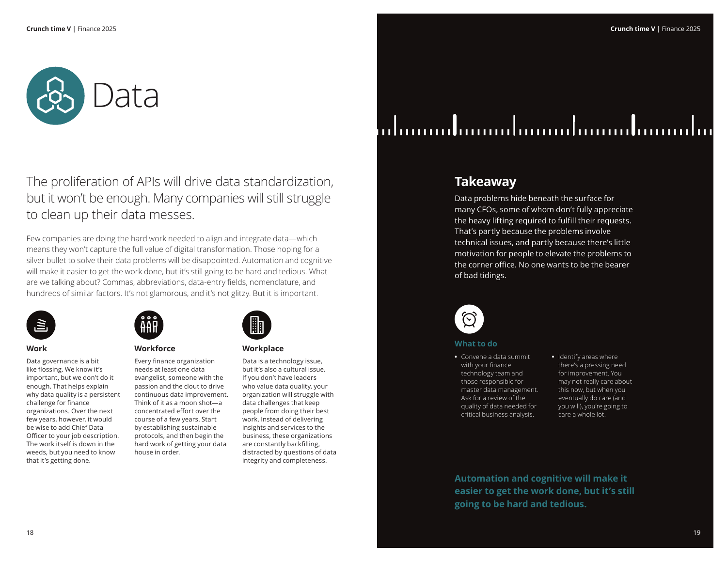# Data

## The proliferation of APIs will drive data standardization, but it won't be enough. Many companies will still struggle to clean up their data messes.

Few companies are doing the hard work needed to align and integrate data—which means they won't capture the full value of digital transformation. Those hoping for a silver bullet to solve their data problems will be disappointed. Automation and cognitive will make it easier to get the work done, but it's still going to be hard and tedious. What are we talking about? Commas, abbreviations, data-entry fields, nomenclature, and hundreds of similar factors. It's not glamorous, and it's not glitzy. But it is important.

### Work

Data governance is a bit like flossing. We know it's important, but we don't do it enough. That helps explain why data quality is a persistent challenge for finance organizations. Over the next few years, however, it would be wise to add Chief Data Officer to your job description. The work itself is down in the weeds, but you need to know that it's getting done.

### Workforce

Every finance organization needs at least one data evangelist, someone with the passion and the clout to drive continuous data improvement. Think of it as a moon shot—a concentrated effort over the course of a few years. Start by establishing sustainable protocols, and then begin the hard work of getting your data house in order.

### Workplace

Data is a technology issue, but it's also a cultural issue. If you don't have leaders who value data quality, your organization will struggle with data challenges that keep people from doing their best work. Instead of delivering insights and services to the business, these organizations are constantly backfilling, distracted by questions of data integrity and completeness.

## Takeaway

Data problems hide beneath the surface for many CFOs, some of whom don't fully appreciate the heavy lifting required to fulfill their requests. That's partly because the problems involve technical issues, and partly because there's little motivation for people to elevate the problems to the corner office. No one wants to be the bearer of bad tidings.

### What to do

- Convene a data summit with your finance technology team and those responsible for master data management. Ask for a review of the quality of data needed for critical business analysis.
- Identify areas where there's a pressing need for improvement. You may not really care about this now, but when you eventually do care (and you will), you're going to care a whole lot.

**Automation and cognitive will make it easier to get the work done, but it's still going to be hard and tedious.**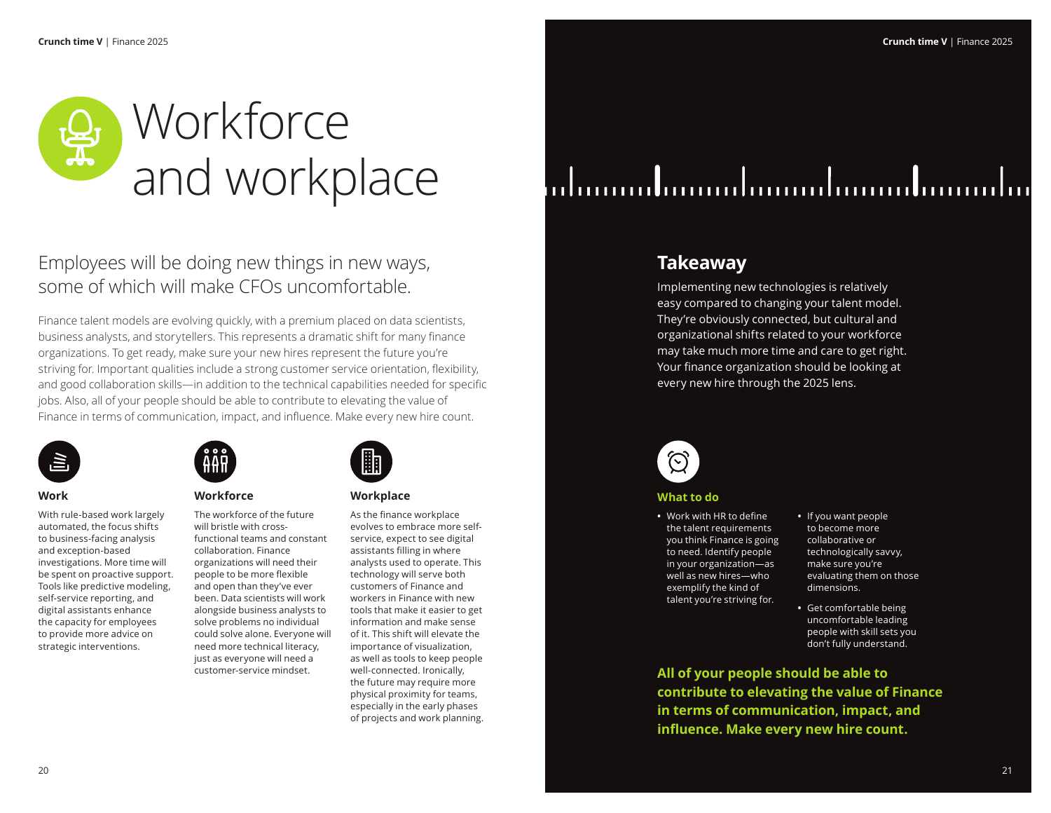# Workforce and workplace

## Employees will be doing new things in new ways, some of which will make CFOs uncomfortable.

Finance talent models are evolving quickly, with a premium placed on data scientists, business analysts, and storytellers. This represents a dramatic shift for many finance organizations. To get ready, make sure your new hires represent the future you're striving for. Important qualities include a strong customer service orientation, flexibility, and good collaboration skills—in addition to the technical capabilities needed for specific jobs. Also, all of your people should be able to contribute to elevating the value of Finance in terms of communication, impact, and influence. Make every new hire count.

### Work

With rule-based work largely automated, the focus shifts to business-facing analysis and exception-based investigations. More time will be spent on proactive support. Tools like predictive modeling, self-service reporting, and digital assistants enhance the capacity for employees to provide more advice on strategic interventions.

### Workforce

The workforce of the future will bristle with cross-functional teams and constant collaboration. Finance organizations will need their people to be more flexible and open than they've ever been. Data scientists will work alongside business analysts to solve problems no individual could solve alone. Everyone will need more technical literacy, just as everyone will need a customer-service mindset.

### Workplace

As the finance workplace evolves to embrace more self-service, expect to see digital assistants filling in where analysts used to operate. This technology will serve both customers of Finance and workers in Finance with new tools that make it easier to get information and make sense of it. This shift will elevate the importance of visualization, as well as tools to keep people well-connected. Ironically, the future may require more physical proximity for teams, especially in the early phases of projects and work planning.

## Takeaway

Implementing new technologies is relatively easy compared to changing your talent model. They're obviously connected, but cultural and organizational shifts related to your workforce may take much more time and care to get right. Your finance organization should be looking at every new hire through the 2025 lens.

### What to do

- Work with HR to define the talent requirements you think Finance is going to need. Identify people in your organization—as well as new hires—who exemplify the kind of talent you're striving for.
- If you want people to become more collaborative or technologically savvy, make sure you're evaluating them on those dimensions.
- Get comfortable being uncomfortable leading people with skill sets you don't fully understand.

**All of your people should be able to contribute to elevating the value of Finance in terms of communication, impact, and influence. Make every new hire count.**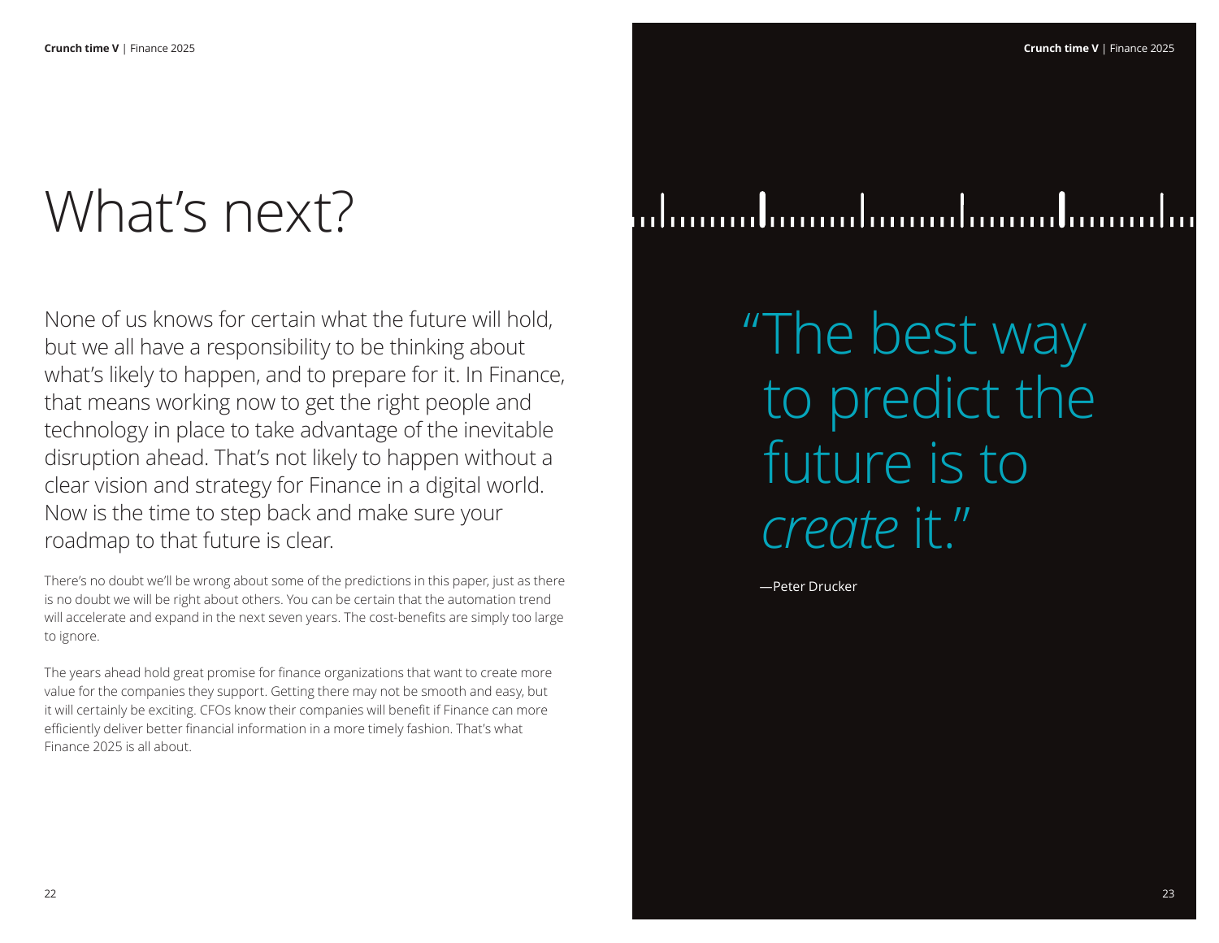# What's next?

None of us knows for certain what the future will hold, but we all have a responsibility to be thinking about what's likely to happen, and to prepare for it. In Finance, that means working now to get the right people and technology in place to take advantage of the inevitable disruption ahead. That's not likely to happen without a clear vision and strategy for Finance in a digital world. Now is the time to step back and make sure your roadmap to that future is clear.

There's no doubt we'll be wrong about some of the predictions in this paper, just as there is no doubt we will be right about others. You can be certain that the automation trend will accelerate and expand in the next seven years. The cost-benefits are simply too large to ignore.

The years ahead hold great promise for finance organizations that want to create more value for the companies they support. Getting there may not be smooth and easy, but it will certainly be exciting. CFOs know their companies will benefit if Finance can more efficiently deliver better financial information in a more timely fashion. That's what Finance 2025 is all about.

> "The best way to predict the future is to *create* it."
>
> —Peter Drucker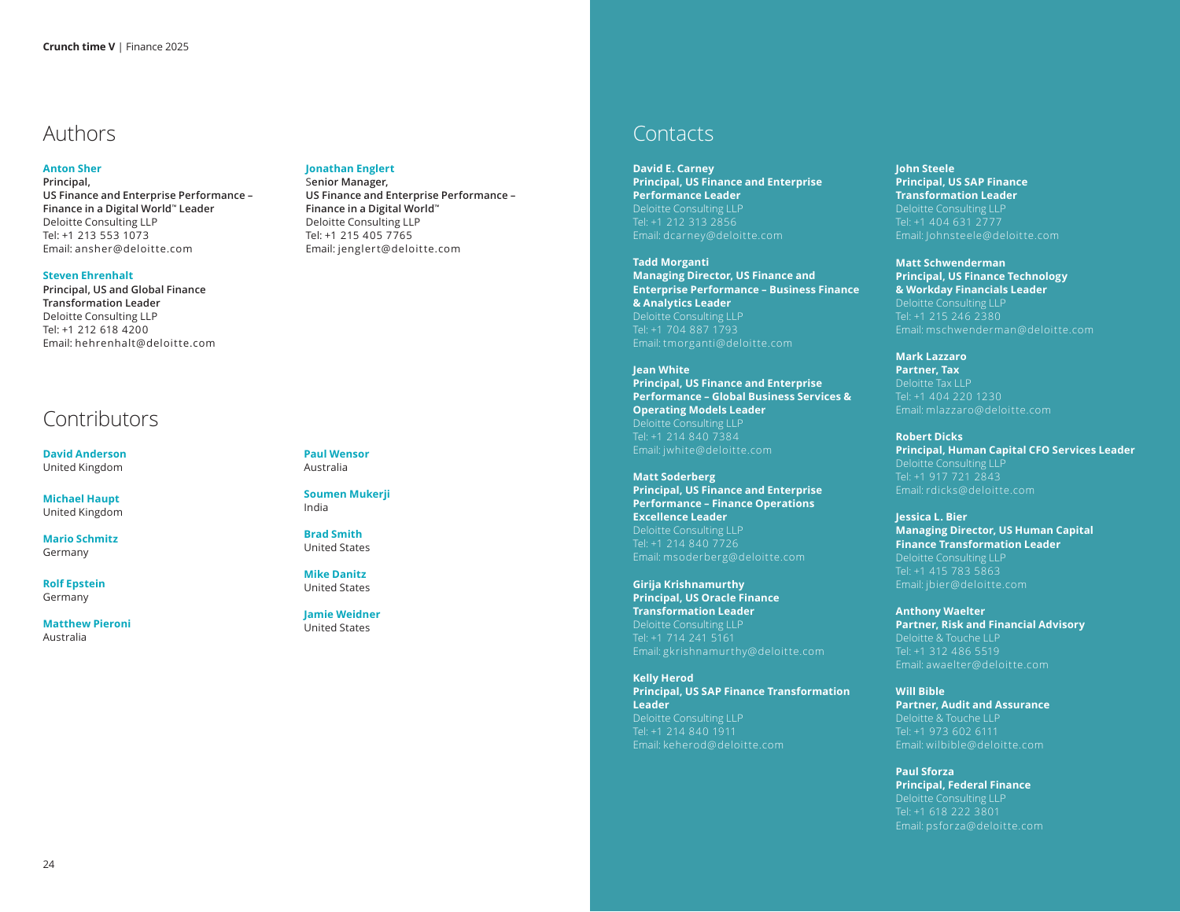## Authors

**Anton Sher**
**Principal,**
**US Finance and Enterprise Performance – Finance in a Digital World™ Leader**
Deloitte Consulting LLP
Tel: +1 213 553 1073
Email: ansher@deloitte.com

**Steven Ehrenhalt**
**Principal, US and Global Finance Transformation Leader**
Deloitte Consulting LLP
Tel: +1 212 618 4200
Email: hehrenhalt@deloitte.com

**Jonathan Englert**
**Senior Manager,**
**US Finance and Enterprise Performance – Finance in a Digital World™**
Deloitte Consulting LLP
Tel: +1 215 405 7765
Email: jenglert@deloitte.com

## Contributors

**David Anderson**
United Kingdom

**Michael Haupt**
United Kingdom

**Mario Schmitz**
Germany

**Rolf Epstein**
Germany

**Matthew Pieroni**
Australia

**Paul Wensor**
Australia

**Soumen Mukerji**
India

**Brad Smith**
United States

**Mike Danitz**
United States

**Jamie Weidner**
United States

## Contacts

**David E. Carney**
**Principal, US Finance and Enterprise Performance Leader**
Deloitte Consulting LLP
Tel: +1 212 313 2856
Email: dcarney@deloitte.com

**Tadd Morganti**
**Managing Director, US Finance and Enterprise Performance – Business Finance & Analytics Leader**
Deloitte Consulting LLP
Tel: +1 704 887 1793
Email: tmorganti@deloitte.com

**Jean White**
**Principal, US Finance and Enterprise Performance – Global Business Services & Operating Models Leader**
Deloitte Consulting LLP
Tel: +1 214 840 7384
Email: jwhite@deloitte.com

**Matt Soderberg**
**Principal, US Finance and Enterprise Performance – Finance Operations Excellence Leader**
Deloitte Consulting LLP
Tel: +1 214 840 7726
Email: msoderberg@deloitte.com

**Girija Krishnamurthy**
**Principal, US Oracle Finance Transformation Leader**
Deloitte Consulting LLP
Tel: +1 714 241 5161
Email: gkrishnamurthy@deloitte.com

**Kelly Herod**
**Principal, US SAP Finance Transformation Leader**
Deloitte Consulting LLP
Tel: +1 214 840 1911
Email: keherod@deloitte.com

**John Steele**
**Principal, US SAP Finance Transformation Leader**
Deloitte Consulting LLP
Tel: +1 404 631 2777
Email: Johnsteele@deloitte.com

**Matt Schwenderman**
**Principal, US Finance Technology & Workday Financials Leader**
Deloitte Consulting LLP
Tel: +1 215 246 2380
Email: mschwenderman@deloitte.com

**Mark Lazzaro**
**Partner, Tax**
Deloitte Tax LLP
Tel: +1 404 220 1230
Email: mlazzaro@deloitte.com

**Robert Dicks**
**Principal, Human Capital CFO Services Leader**
Deloitte Consulting LLP
Tel: +1 917 721 2843
Email: rdicks@deloitte.com

**Jessica L. Bier**
**Managing Director, US Human Capital Finance Transformation Leader**
Deloitte Consulting LLP
Tel: +1 415 783 5863
Email: jbier@deloitte.com

**Anthony Waelter**
**Partner, Risk and Financial Advisory**
Deloitte & Touche LLP
Tel: +1 312 486 5519
Email: awaelter@deloitte.com

**Will Bible**
**Partner, Audit and Assurance**
Deloitte & Touche LLP
Tel: +1 973 602 6111
Email: wilbible@deloitte.com

**Paul Sforza**
**Principal, Federal Finance**
Deloitte Consulting LLP
Tel: +1 618 222 3801
Email: psforza@deloitte.com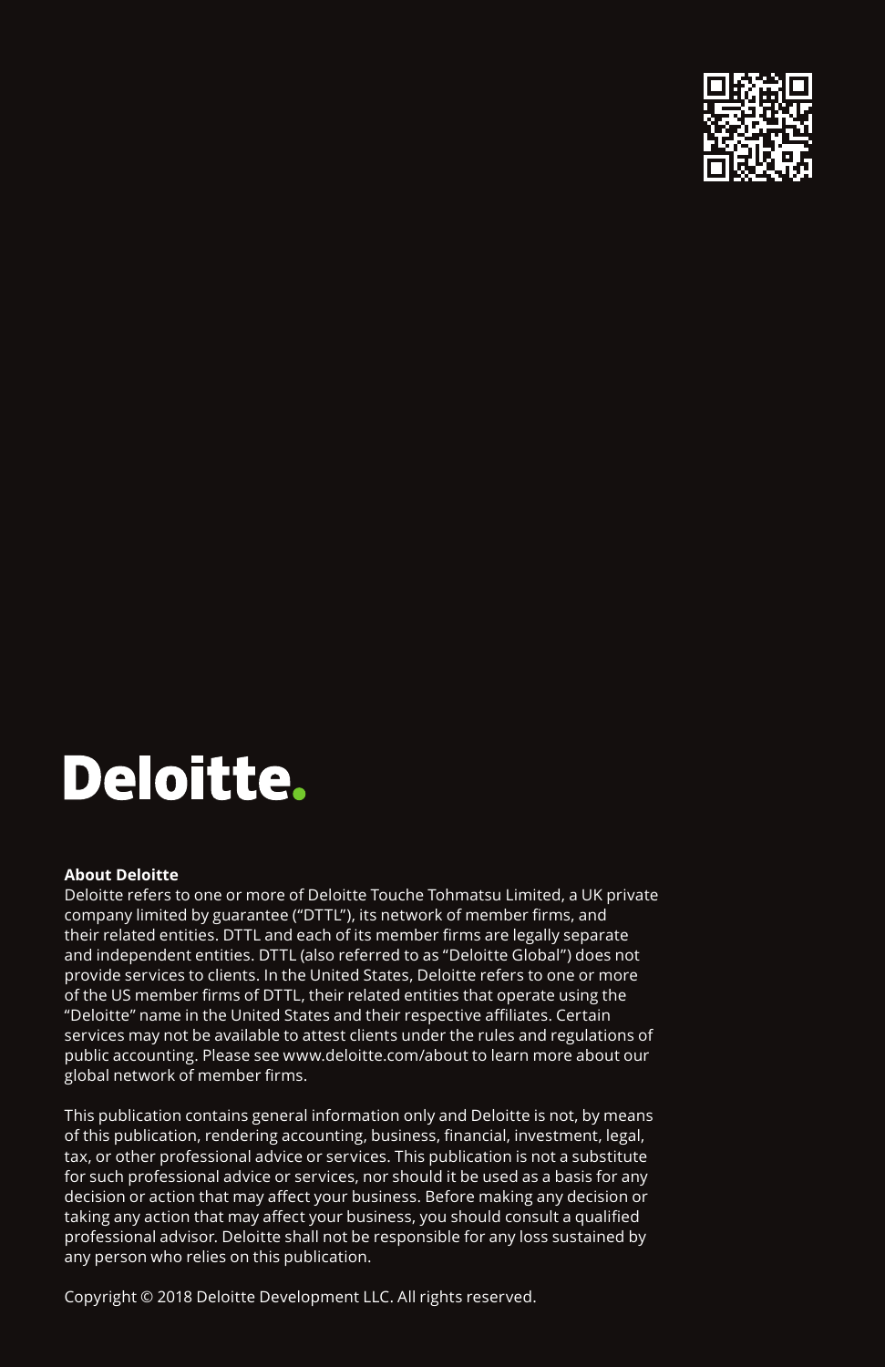Deloitte.

**About Deloitte**
Deloitte refers to one or more of Deloitte Touche Tohmatsu Limited, a UK private company limited by guarantee ("DTTL"), its network of member firms, and their related entities. DTTL and each of its member firms are legally separate and independent entities. DTTL (also referred to as "Deloitte Global") does not provide services to clients. In the United States, Deloitte refers to one or more of the US member firms of DTTL, their related entities that operate using the "Deloitte" name in the United States and their respective affiliates. Certain services may not be available to attest clients under the rules and regulations of public accounting. Please see www.deloitte.com/about to learn more about our global network of member firms.

This publication contains general information only and Deloitte is not, by means of this publication, rendering accounting, business, financial, investment, legal, tax, or other professional advice or services. This publication is not a substitute for such professional advice or services, nor should it be used as a basis for any decision or action that may affect your business. Before making any decision or taking any action that may affect your business, you should consult a qualified professional advisor. Deloitte shall not be responsible for any loss sustained by any person who relies on this publication.

Copyright © 2018 Deloitte Development LLC. All rights reserved.